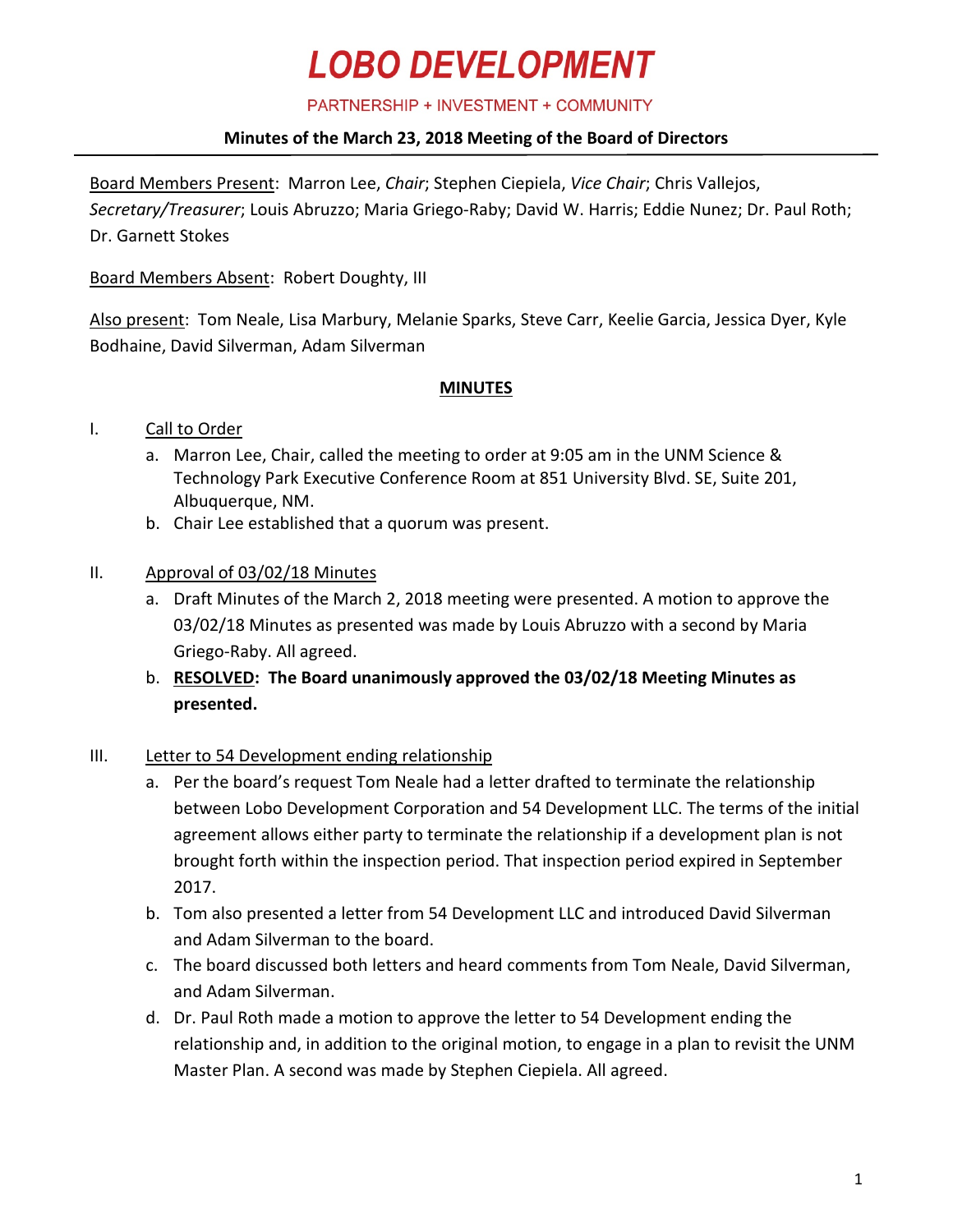# LOBO DEVELOPMENT

PARTNERSHIP + INVESTMENT + COMMUNITY

**Minutes of the March 23, 2018 Meeting of the Board of Directors**

Board Members Present: Marron Lee, *Chair*; Stephen Ciepiela, *Vice Chair*; Chris Vallejos, *Secretary/Treasurer*; Louis Abruzzo; Maria Griego-Raby; David W. Harris; Eddie Nunez; Dr. Paul Roth; Dr. Garnett Stokes

Board Members Absent: Robert Doughty, III

Also present: Tom Neale, Lisa Marbury, Melanie Sparks, Steve Carr, Keelie Garcia, Jessica Dyer, Kyle Bodhaine, David Silverman, Adam Silverman

**MINUTES**

I. Call to Order
   a. Marron Lee, Chair, called the meeting to order at 9:05 am in the UNM Science & Technology Park Executive Conference Room at 851 University Blvd. SE, Suite 201, Albuquerque, NM.
   b. Chair Lee established that a quorum was present.

II. Approval of 03/02/18 Minutes
   a. Draft Minutes of the March 2, 2018 meeting were presented. A motion to approve the 03/02/18 Minutes as presented was made by Louis Abruzzo with a second by Maria Griego-Raby. All agreed.
   b. **RESOLVED: The Board unanimously approved the 03/02/18 Meeting Minutes as presented.**

III. Letter to 54 Development ending relationship
   a. Per the board's request Tom Neale had a letter drafted to terminate the relationship between Lobo Development Corporation and 54 Development LLC. The terms of the initial agreement allows either party to terminate the relationship if a development plan is not brought forth within the inspection period. That inspection period expired in September 2017.
   b. Tom also presented a letter from 54 Development LLC and introduced David Silverman and Adam Silverman to the board.
   c. The board discussed both letters and heard comments from Tom Neale, David Silverman, and Adam Silverman.
   d. Dr. Paul Roth made a motion to approve the letter to 54 Development ending the relationship and, in addition to the original motion, to engage in a plan to revisit the UNM Master Plan. A second was made by Stephen Ciepiela. All agreed.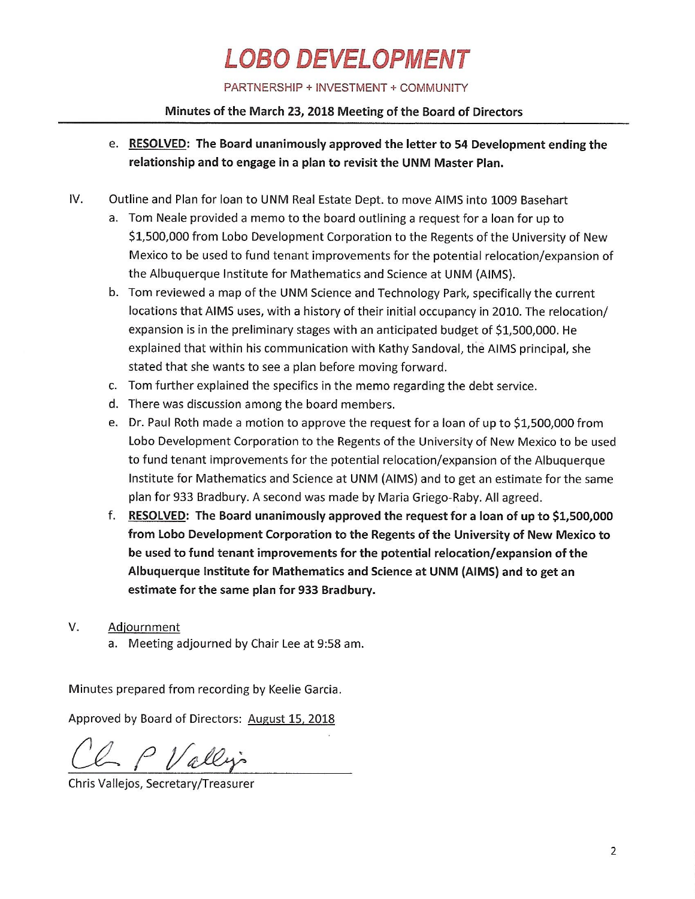# LOBO DEVELOPMENT

PARTNERSHIP + INVESTMENT + COMMUNITY

**Minutes of the March 23, 2018 Meeting of the Board of Directors**

e. **RESOLVED: The Board unanimously approved the letter to 54 Development ending the relationship and to engage in a plan to revisit the UNM Master Plan.**

IV. Outline and Plan for loan to UNM Real Estate Dept. to move AIMS into 1009 Basehart

a. Tom Neale provided a memo to the board outlining a request for a loan for up to $1,500,000 from Lobo Development Corporation to the Regents of the University of New Mexico to be used to fund tenant improvements for the potential relocation/expansion of the Albuquerque Institute for Mathematics and Science at UNM (AIMS).

b. Tom reviewed a map of the UNM Science and Technology Park, specifically the current locations that AIMS uses, with a history of their initial occupancy in 2010. The relocation/ expansion is in the preliminary stages with an anticipated budget of $1,500,000. He explained that within his communication with Kathy Sandoval, the AIMS principal, she stated that she wants to see a plan before moving forward.

c. Tom further explained the specifics in the memo regarding the debt service.

d. There was discussion among the board members.

e. Dr. Paul Roth made a motion to approve the request for a loan of up to $1,500,000 from Lobo Development Corporation to the Regents of the University of New Mexico to be used to fund tenant improvements for the potential relocation/expansion of the Albuquerque Institute for Mathematics and Science at UNM (AIMS) and to get an estimate for the same plan for 933 Bradbury. A second was made by Maria Griego-Raby. All agreed.

f. **RESOLVED: The Board unanimously approved the request for a loan of up to $1,500,000 from Lobo Development Corporation to the Regents of the University of New Mexico to be used to fund tenant improvements for the potential relocation/expansion of the Albuquerque Institute for Mathematics and Science at UNM (AIMS) and to get an estimate for the same plan for 933 Bradbury.**

V. Adjournment

a. Meeting adjourned by Chair Lee at 9:58 am.

Minutes prepared from recording by Keelie Garcia.

Approved by Board of Directors: August 15, 2018

Chris Vallejos, Secretary/Treasurer